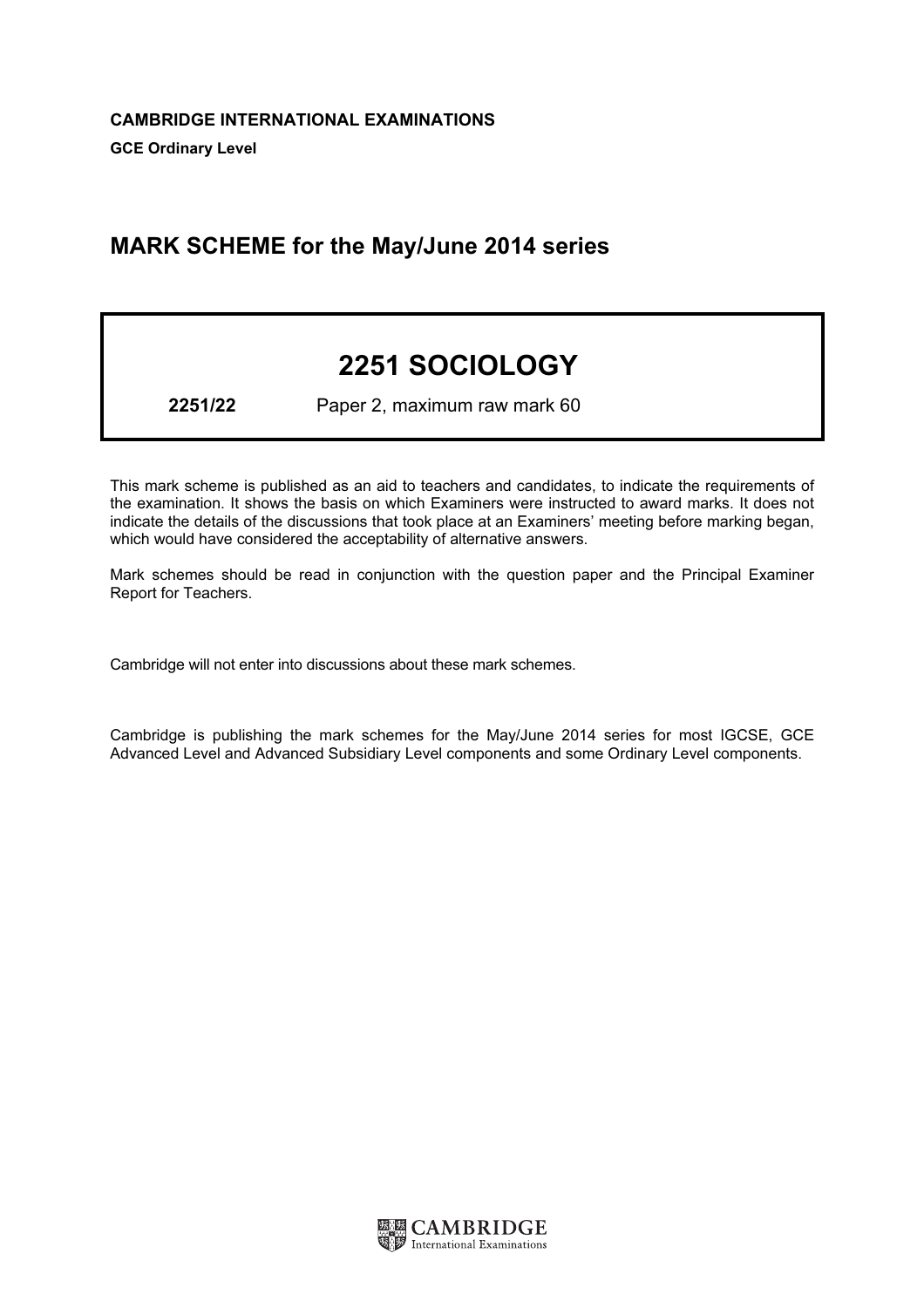**CAMBRIDGE INTERNATIONAL EXAMINATIONS**

**GCE Ordinary Level**

## MARK SCHEME for the May/June 2014 series

# 2251 SOCIOLOGY

**2251/22** Paper 2, maximum raw mark 60

This mark scheme is published as an aid to teachers and candidates, to indicate the requirements of the examination. It shows the basis on which Examiners were instructed to award marks. It does not indicate the details of the discussions that took place at an Examiners' meeting before marking began, which would have considered the acceptability of alternative answers.

Mark schemes should be read in conjunction with the question paper and the Principal Examiner Report for Teachers.

Cambridge will not enter into discussions about these mark schemes.

Cambridge is publishing the mark schemes for the May/June 2014 series for most IGCSE, GCE Advanced Level and Advanced Subsidiary Level components and some Ordinary Level components.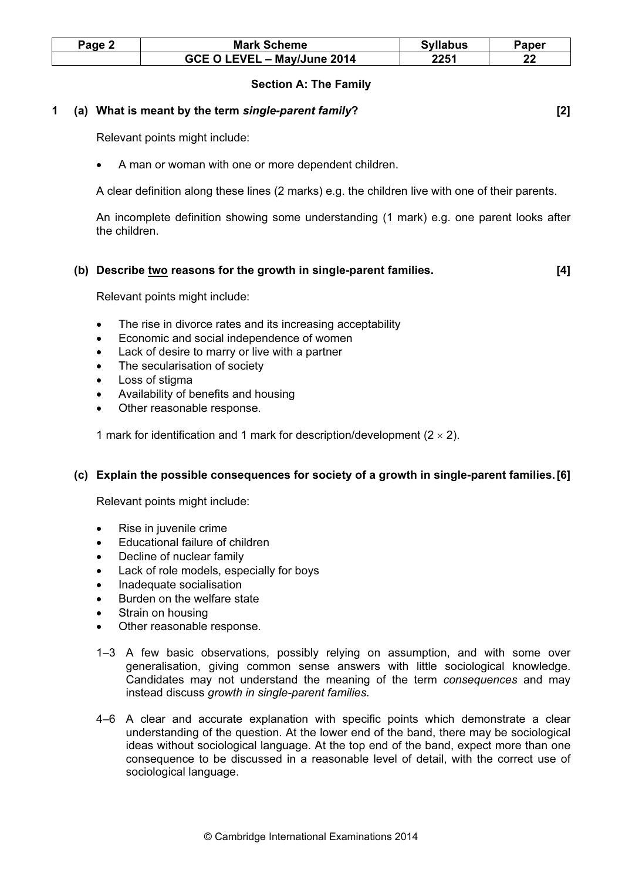## Section A: The Family

**1 (a) What is meant by the term *single-parent family*? [2]**

Relevant points might include:

- A man or woman with one or more dependent children.

A clear definition along these lines (2 marks) e.g. the children live with one of their parents.

An incomplete definition showing some understanding (1 mark) e.g. one parent looks after the children.

**(b) Describe <u>two</u> reasons for the growth in single-parent families. [4]**

Relevant points might include:

- The rise in divorce rates and its increasing acceptability
- Economic and social independence of women
- Lack of desire to marry or live with a partner
- The secularisation of society
- Loss of stigma
- Availability of benefits and housing
- Other reasonable response.

1 mark for identification and 1 mark for description/development ($2 \times 2$).

**(c) Explain the possible consequences for society of a growth in single-parent families. [6]**

Relevant points might include:

- Rise in juvenile crime
- Educational failure of children
- Decline of nuclear family
- Lack of role models, especially for boys
- Inadequate socialisation
- Burden on the welfare state
- Strain on housing
- Other reasonable response.

1–3 A few basic observations, possibly relying on assumption, and with some over generalisation, giving common sense answers with little sociological knowledge. Candidates may not understand the meaning of the term *consequences* and may instead discuss *growth in single-parent families.*

4–6 A clear and accurate explanation with specific points which demonstrate a clear understanding of the question. At the lower end of the band, there may be sociological ideas without sociological language. At the top end of the band, expect more than one consequence to be discussed in a reasonable level of detail, with the correct use of sociological language.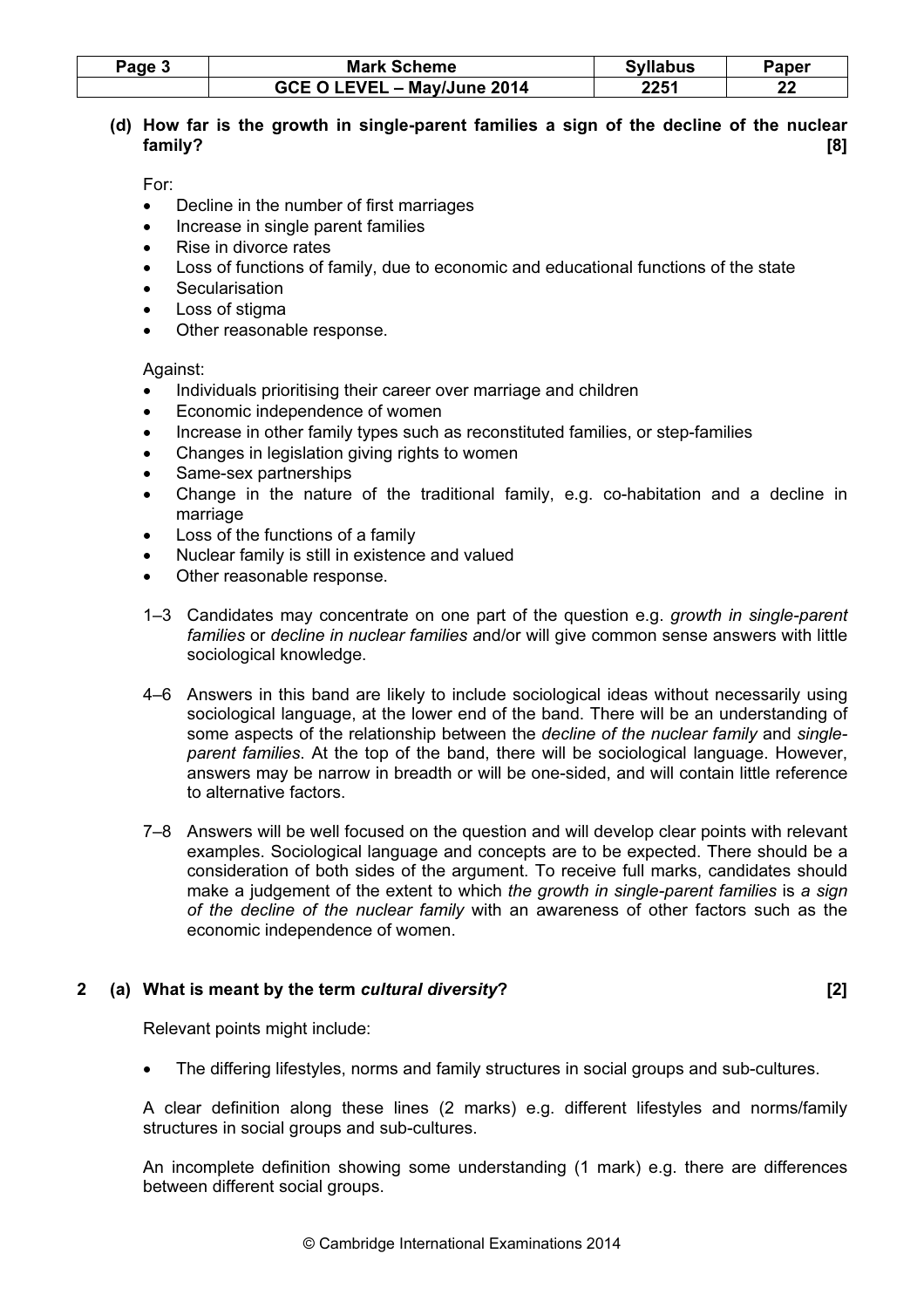**(d) How far is the growth in single-parent families a sign of the decline of the nuclear family? [8]**

For:

- Decline in the number of first marriages
- Increase in single parent families
- Rise in divorce rates
- Loss of functions of family, due to economic and educational functions of the state
- Secularisation
- Loss of stigma
- Other reasonable response.

Against:

- Individuals prioritising their career over marriage and children
- Economic independence of women
- Increase in other family types such as reconstituted families, or step-families
- Changes in legislation giving rights to women
- Same-sex partnerships
- Change in the nature of the traditional family, e.g. co-habitation and a decline in marriage
- Loss of the functions of a family
- Nuclear family is still in existence and valued
- Other reasonable response.

1–3 Candidates may concentrate on one part of the question e.g. *growth in single-parent families* or *decline in nuclear families a*nd/or will give common sense answers with little sociological knowledge.

4–6 Answers in this band are likely to include sociological ideas without necessarily using sociological language, at the lower end of the band. There will be an understanding of some aspects of the relationship between the *decline of the nuclear family* and *single-parent families*. At the top of the band, there will be sociological language. However, answers may be narrow in breadth or will be one-sided, and will contain little reference to alternative factors.

7–8 Answers will be well focused on the question and will develop clear points with relevant examples. Sociological language and concepts are to be expected. There should be a consideration of both sides of the argument. To receive full marks, candidates should make a judgement of the extent to which *the growth in single-parent families* is *a sign of the decline of the nuclear family* with an awareness of other factors such as the economic independence of women.

**2 (a) What is meant by the term *cultural diversity*? [2]**

Relevant points might include:

- The differing lifestyles, norms and family structures in social groups and sub-cultures.

A clear definition along these lines (2 marks) e.g. different lifestyles and norms/family structures in social groups and sub-cultures.

An incomplete definition showing some understanding (1 mark) e.g. there are differences between different social groups.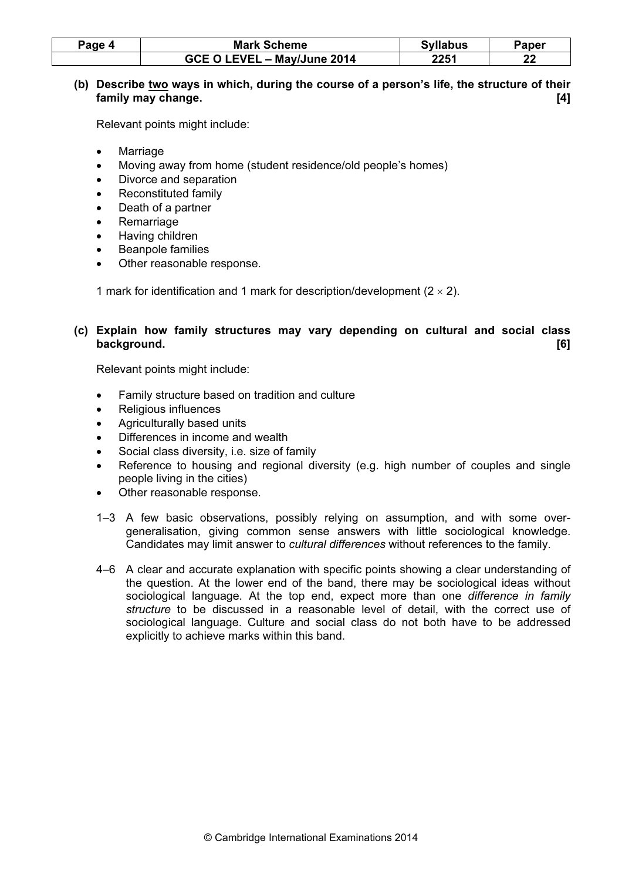**(b) Describe <u>two</u> ways in which, during the course of a person's life, the structure of their family may change. [4]**

Relevant points might include:

- Marriage
- Moving away from home (student residence/old people's homes)
- Divorce and separation
- Reconstituted family
- Death of a partner
- Remarriage
- Having children
- Beanpole families
- Other reasonable response.

1 mark for identification and 1 mark for description/development ($2 \times 2$).

**(c) Explain how family structures may vary depending on cultural and social class background. [6]**

Relevant points might include:

- Family structure based on tradition and culture
- Religious influences
- Agriculturally based units
- Differences in income and wealth
- Social class diversity, i.e. size of family
- Reference to housing and regional diversity (e.g. high number of couples and single people living in the cities)
- Other reasonable response.

1–3 A few basic observations, possibly relying on assumption, and with some over-generalisation, giving common sense answers with little sociological knowledge. Candidates may limit answer to *cultural differences* without references to the family.

4–6 A clear and accurate explanation with specific points showing a clear understanding of the question. At the lower end of the band, there may be sociological ideas without sociological language. At the top end, expect more than one *difference in family structure* to be discussed in a reasonable level of detail, with the correct use of sociological language. Culture and social class do not both have to be addressed explicitly to achieve marks within this band.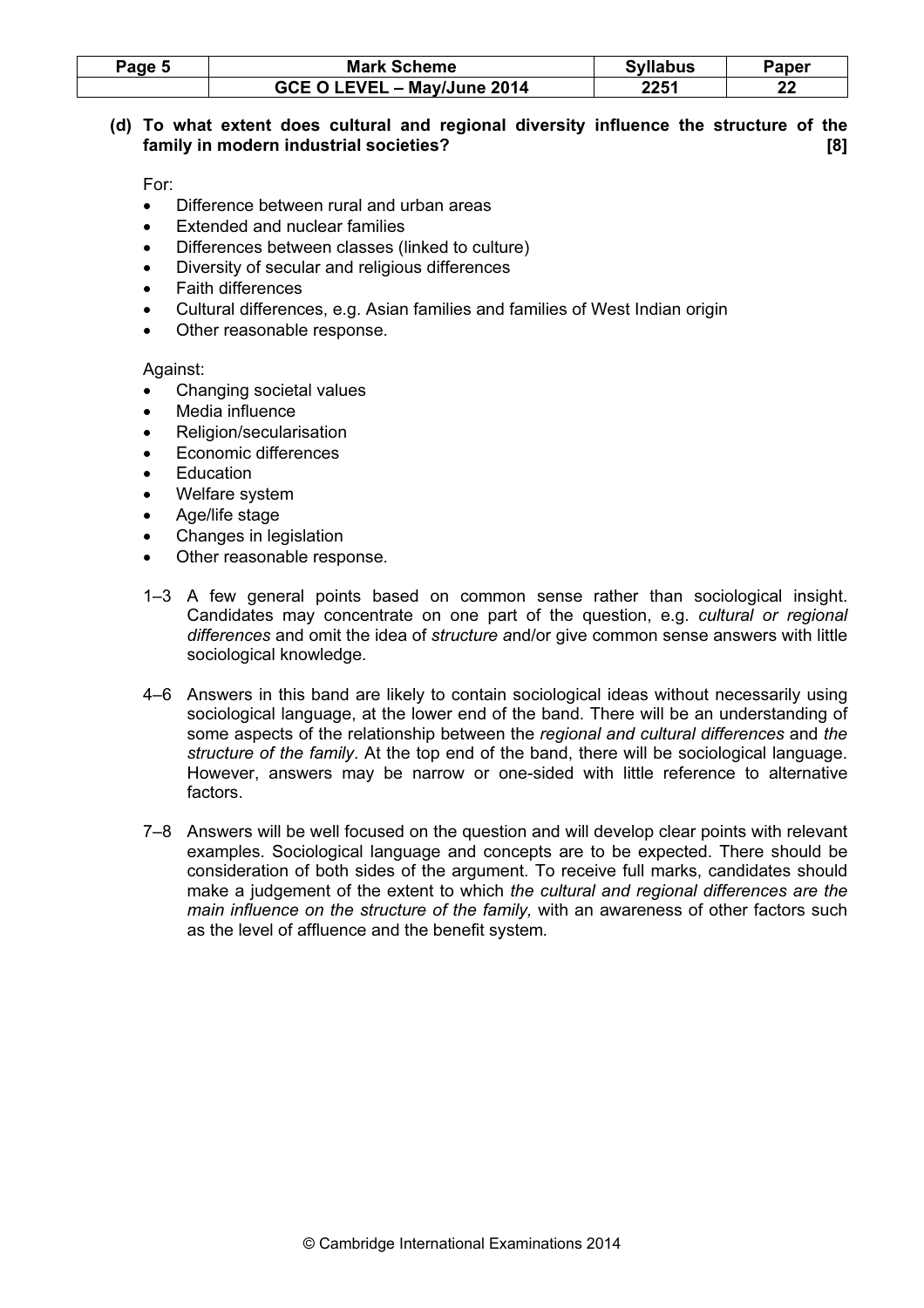**(d) To what extent does cultural and regional diversity influence the structure of the family in modern industrial societies? [8]**

For:

- Difference between rural and urban areas
- Extended and nuclear families
- Differences between classes (linked to culture)
- Diversity of secular and religious differences
- Faith differences
- Cultural differences, e.g. Asian families and families of West Indian origin
- Other reasonable response.

Against:

- Changing societal values
- Media influence
- Religion/secularisation
- Economic differences
- Education
- Welfare system
- Age/life stage
- Changes in legislation
- Other reasonable response.

1–3 A few general points based on common sense rather than sociological insight. Candidates may concentrate on one part of the question, e.g. *cultural or regional differences* and omit the idea of *structure a*nd/or give common sense answers with little sociological knowledge.

4–6 Answers in this band are likely to contain sociological ideas without necessarily using sociological language, at the lower end of the band. There will be an understanding of some aspects of the relationship between the *regional and cultural differences* and *the structure of the family*. At the top end of the band, there will be sociological language. However, answers may be narrow or one-sided with little reference to alternative factors.

7–8 Answers will be well focused on the question and will develop clear points with relevant examples. Sociological language and concepts are to be expected. There should be consideration of both sides of the argument. To receive full marks, candidates should make a judgement of the extent to which *the cultural and regional differences are the main influence on the structure of the family,* with an awareness of other factors such as the level of affluence and the benefit system.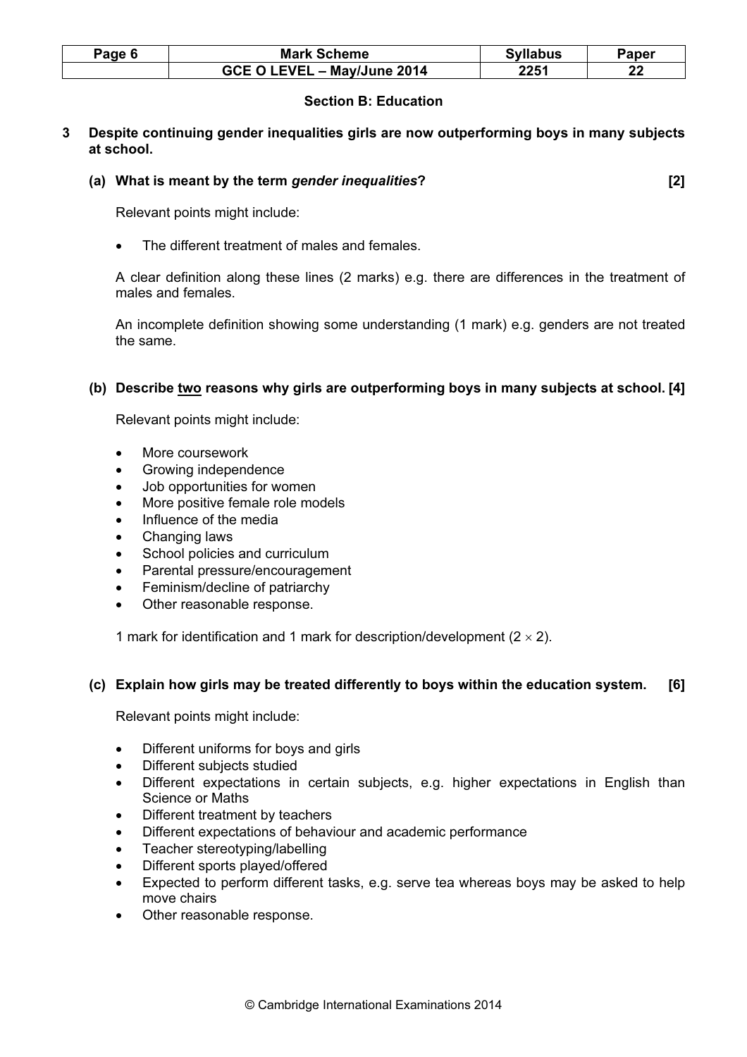## Section B: Education

**3 Despite continuing gender inequalities girls are now outperforming boys in many subjects at school.**

**(a) What is meant by the term *gender inequalities*? [2]**

Relevant points might include:

- The different treatment of males and females.

A clear definition along these lines (2 marks) e.g. there are differences in the treatment of males and females.

An incomplete definition showing some understanding (1 mark) e.g. genders are not treated the same.

**(b) Describe two reasons why girls are outperforming boys in many subjects at school. [4]**

Relevant points might include:

- More coursework
- Growing independence
- Job opportunities for women
- More positive female role models
- Influence of the media
- Changing laws
- School policies and curriculum
- Parental pressure/encouragement
- Feminism/decline of patriarchy
- Other reasonable response.

1 mark for identification and 1 mark for description/development ($2 \times 2$).

**(c) Explain how girls may be treated differently to boys within the education system. [6]**

Relevant points might include:

- Different uniforms for boys and girls
- Different subjects studied
- Different expectations in certain subjects, e.g. higher expectations in English than Science or Maths
- Different treatment by teachers
- Different expectations of behaviour and academic performance
- Teacher stereotyping/labelling
- Different sports played/offered
- Expected to perform different tasks, e.g. serve tea whereas boys may be asked to help move chairs
- Other reasonable response.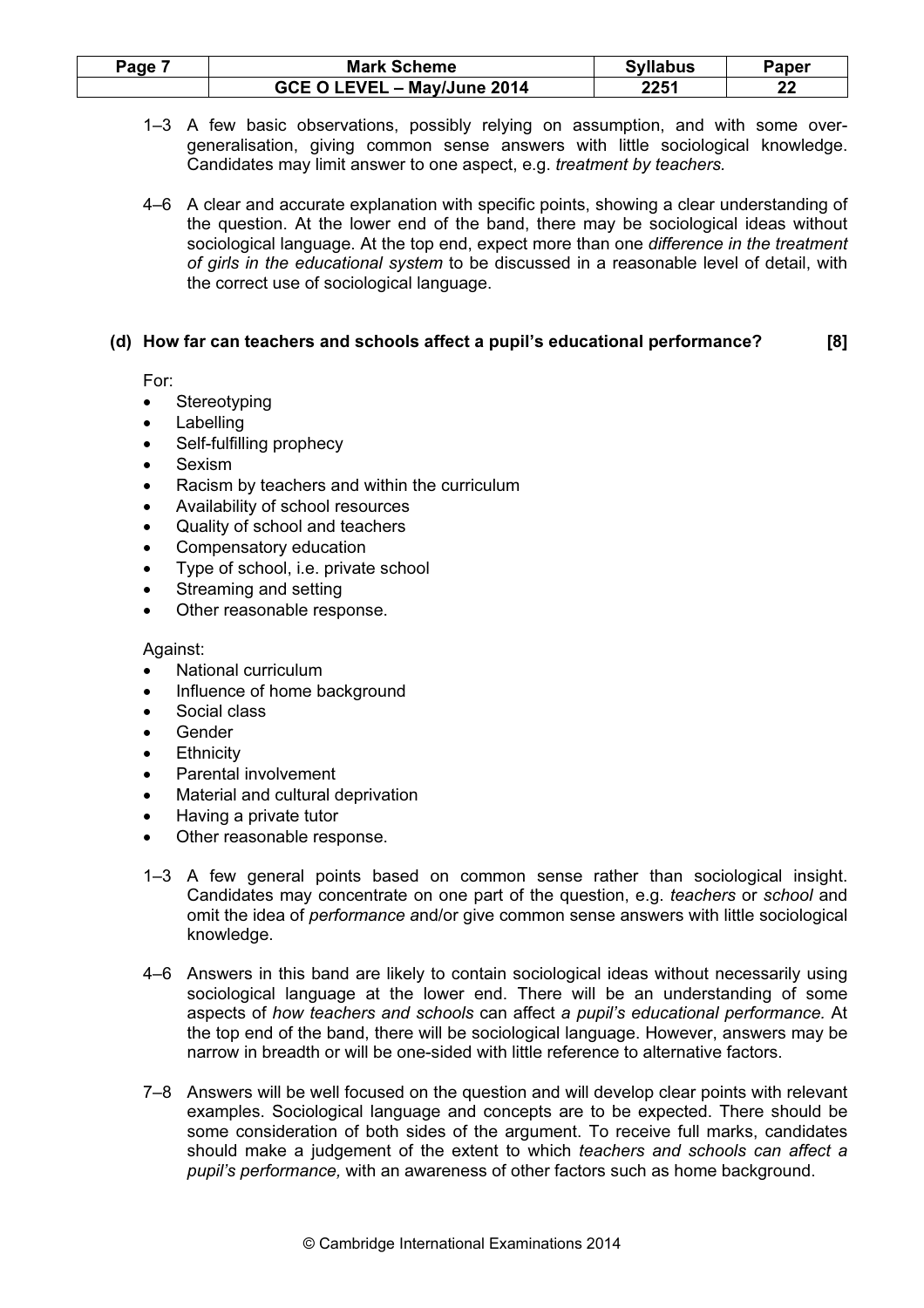1–3 A few basic observations, possibly relying on assumption, and with some over-generalisation, giving common sense answers with little sociological knowledge. Candidates may limit answer to one aspect, e.g. *treatment by teachers.*

4–6 A clear and accurate explanation with specific points, showing a clear understanding of the question. At the lower end of the band, there may be sociological ideas without sociological language. At the top end, expect more than one *difference in the treatment of girls in the educational system* to be discussed in a reasonable level of detail, with the correct use of sociological language.

**(d) How far can teachers and schools affect a pupil's educational performance? [8]**

For:

- Stereotyping
- Labelling
- Self-fulfilling prophecy
- Sexism
- Racism by teachers and within the curriculum
- Availability of school resources
- Quality of school and teachers
- Compensatory education
- Type of school, i.e. private school
- Streaming and setting
- Other reasonable response.

Against:

- National curriculum
- Influence of home background
- Social class
- Gender
- Ethnicity
- Parental involvement
- Material and cultural deprivation
- Having a private tutor
- Other reasonable response.

1–3 A few general points based on common sense rather than sociological insight. Candidates may concentrate on one part of the question, e.g. *teachers* or *school* and omit the idea of *performance* and/or give common sense answers with little sociological knowledge.

4–6 Answers in this band are likely to contain sociological ideas without necessarily using sociological language at the lower end. There will be an understanding of some aspects of *how teachers and schools* can affect *a pupil's educational performance.* At the top end of the band, there will be sociological language. However, answers may be narrow in breadth or will be one-sided with little reference to alternative factors.

7–8 Answers will be well focused on the question and will develop clear points with relevant examples. Sociological language and concepts are to be expected. There should be some consideration of both sides of the argument. To receive full marks, candidates should make a judgement of the extent to which *teachers and schools can affect a pupil's performance,* with an awareness of other factors such as home background.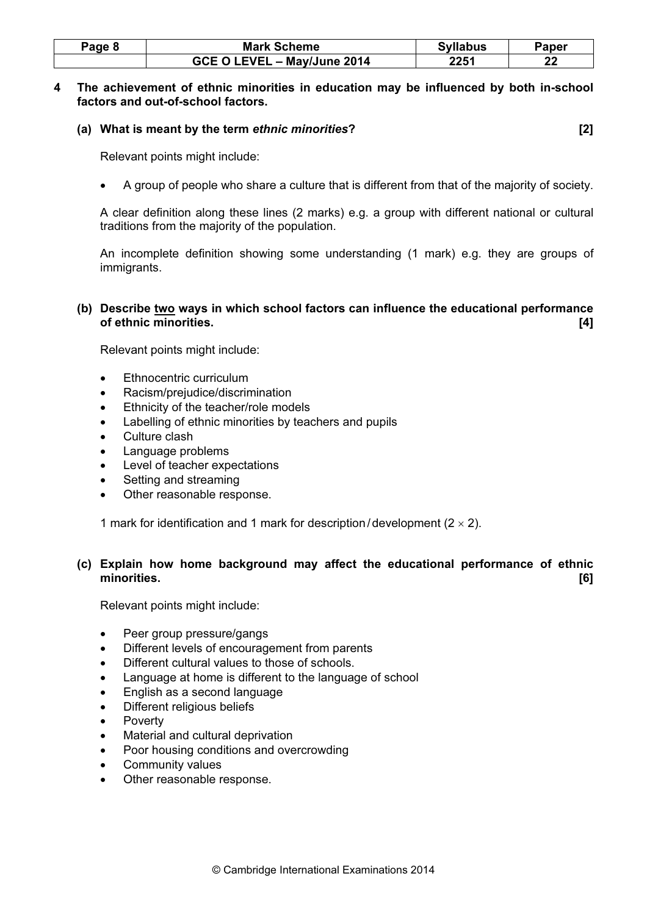**4 The achievement of ethnic minorities in education may be influenced by both in-school factors and out-of-school factors.**

**(a) What is meant by the term *ethnic minorities*? [2]**

Relevant points might include:

- A group of people who share a culture that is different from that of the majority of society.

A clear definition along these lines (2 marks) e.g. a group with different national or cultural traditions from the majority of the population.

An incomplete definition showing some understanding (1 mark) e.g. they are groups of immigrants.

**(b) Describe <u>two</u> ways in which school factors can influence the educational performance of ethnic minorities. [4]**

Relevant points might include:

- Ethnocentric curriculum
- Racism/prejudice/discrimination
- Ethnicity of the teacher/role models
- Labelling of ethnic minorities by teachers and pupils
- Culture clash
- Language problems
- Level of teacher expectations
- Setting and streaming
- Other reasonable response.

1 mark for identification and 1 mark for description / development ($2 \times 2$).

**(c) Explain how home background may affect the educational performance of ethnic minorities. [6]**

Relevant points might include:

- Peer group pressure/gangs
- Different levels of encouragement from parents
- Different cultural values to those of schools.
- Language at home is different to the language of school
- English as a second language
- Different religious beliefs
- Poverty
- Material and cultural deprivation
- Poor housing conditions and overcrowding
- Community values
- Other reasonable response.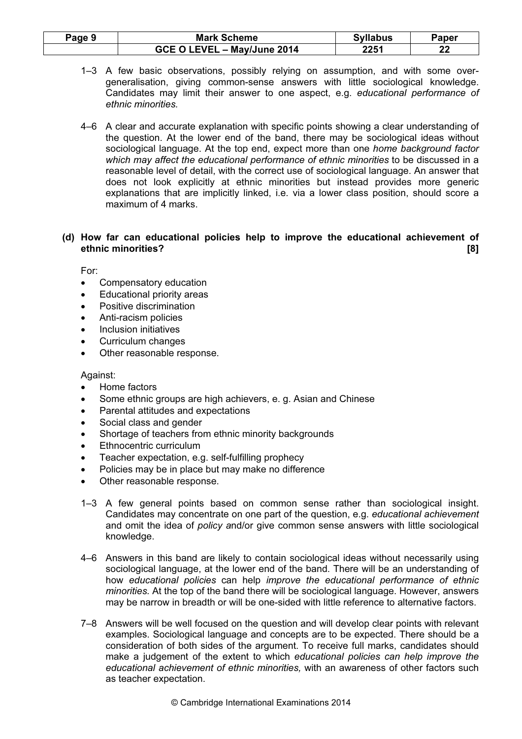1–3 A few basic observations, possibly relying on assumption, and with some over-generalisation, giving common-sense answers with little sociological knowledge. Candidates may limit their answer to one aspect, e.g. *educational performance of ethnic minorities.*

4–6 A clear and accurate explanation with specific points showing a clear understanding of the question. At the lower end of the band, there may be sociological ideas without sociological language. At the top end, expect more than one *home background factor which may affect the educational performance of ethnic minorities* to be discussed in a reasonable level of detail, with the correct use of sociological language. An answer that does not look explicitly at ethnic minorities but instead provides more generic explanations that are implicitly linked, i.e. via a lower class position, should score a maximum of 4 marks.

**(d) How far can educational policies help to improve the educational achievement of ethnic minorities? [8]**

For:

- Compensatory education
- Educational priority areas
- Positive discrimination
- Anti-racism policies
- Inclusion initiatives
- Curriculum changes
- Other reasonable response.

Against:

- Home factors
- Some ethnic groups are high achievers, e. g. Asian and Chinese
- Parental attitudes and expectations
- Social class and gender
- Shortage of teachers from ethnic minority backgrounds
- Ethnocentric curriculum
- Teacher expectation, e.g. self-fulfilling prophecy
- Policies may be in place but may make no difference
- Other reasonable response.

1–3 A few general points based on common sense rather than sociological insight. Candidates may concentrate on one part of the question, e.g. *educational achievement* and omit the idea of *policy a*nd/or give common sense answers with little sociological knowledge.

4–6 Answers in this band are likely to contain sociological ideas without necessarily using sociological language, at the lower end of the band. There will be an understanding of how *educational policies* can help *improve the educational performance of ethnic minorities.* At the top of the band there will be sociological language. However, answers may be narrow in breadth or will be one-sided with little reference to alternative factors.

7–8 Answers will be well focused on the question and will develop clear points with relevant examples. Sociological language and concepts are to be expected. There should be a consideration of both sides of the argument. To receive full marks, candidates should make a judgement of the extent to which *educational policies can help improve the educational achievement of ethnic minorities,* with an awareness of other factors such as teacher expectation.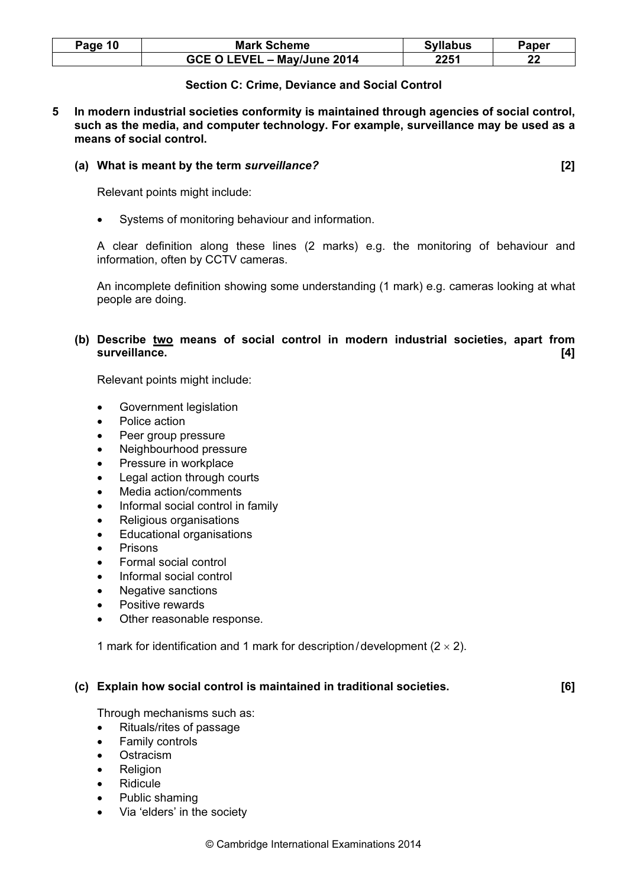## Section C: Crime, Deviance and Social Control

**5 In modern industrial societies conformity is maintained through agencies of social control, such as the media, and computer technology. For example, surveillance may be used as a means of social control.**

**(a) What is meant by the term *surveillance?* [2]**

Relevant points might include:

- Systems of monitoring behaviour and information.

A clear definition along these lines (2 marks) e.g. the monitoring of behaviour and information, often by CCTV cameras.

An incomplete definition showing some understanding (1 mark) e.g. cameras looking at what people are doing.

**(b) Describe <u>two</u> means of social control in modern industrial societies, apart from surveillance. [4]**

Relevant points might include:

- Government legislation
- Police action
- Peer group pressure
- Neighbourhood pressure
- Pressure in workplace
- Legal action through courts
- Media action/comments
- Informal social control in family
- Religious organisations
- Educational organisations
- Prisons
- Formal social control
- Informal social control
- Negative sanctions
- Positive rewards
- Other reasonable response.

1 mark for identification and 1 mark for description/development ($2 \times 2$).

**(c) Explain how social control is maintained in traditional societies. [6]**

Through mechanisms such as:

- Rituals/rites of passage
- Family controls
- Ostracism
- Religion
- Ridicule
- Public shaming
- Via 'elders' in the society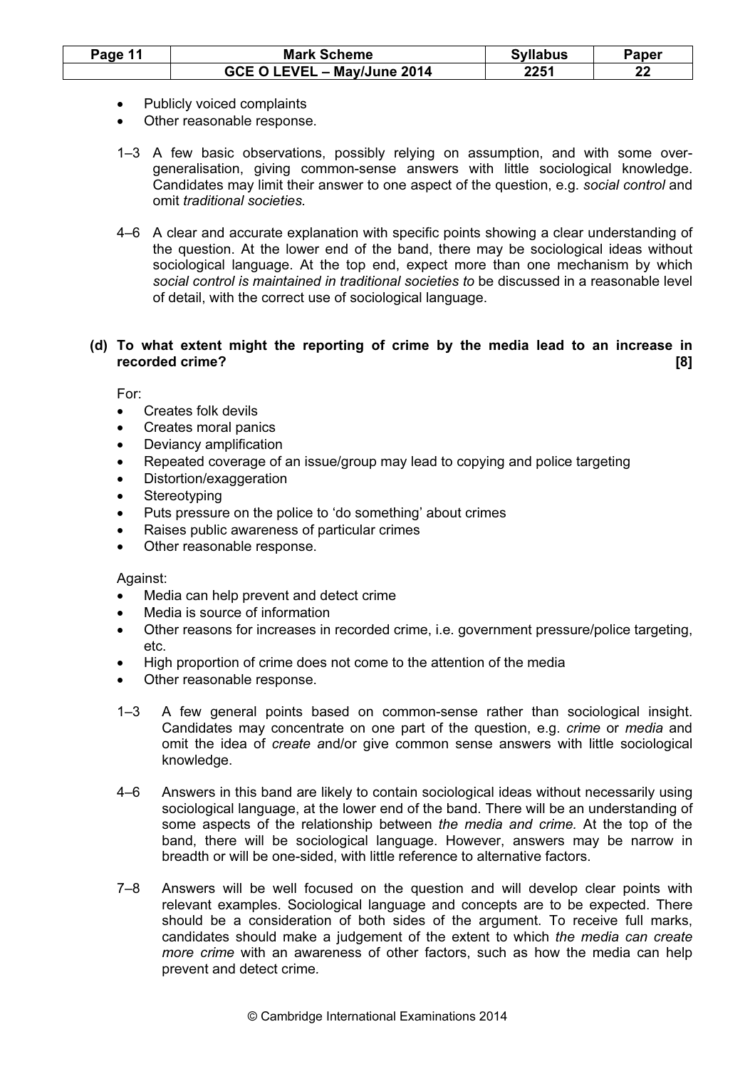- Publicly voiced complaints
- Other reasonable response.

1–3 A few basic observations, possibly relying on assumption, and with some over-generalisation, giving common-sense answers with little sociological knowledge. Candidates may limit their answer to one aspect of the question, e.g. *social control* and omit *traditional societies*.

4–6 A clear and accurate explanation with specific points showing a clear understanding of the question. At the lower end of the band, there may be sociological ideas without sociological language. At the top end, expect more than one mechanism by which *social control is maintained in traditional societies to* be discussed in a reasonable level of detail, with the correct use of sociological language.

**(d) To what extent might the reporting of crime by the media lead to an increase in recorded crime? [8]**

For:

- Creates folk devils
- Creates moral panics
- Deviancy amplification
- Repeated coverage of an issue/group may lead to copying and police targeting
- Distortion/exaggeration
- Stereotyping
- Puts pressure on the police to 'do something' about crimes
- Raises public awareness of particular crimes
- Other reasonable response.

Against:

- Media can help prevent and detect crime
- Media is source of information
- Other reasons for increases in recorded crime, i.e. government pressure/police targeting, etc.
- High proportion of crime does not come to the attention of the media
- Other reasonable response.

1–3 A few general points based on common-sense rather than sociological insight. Candidates may concentrate on one part of the question, e.g. *crime* or *media* and omit the idea of *create a*nd/or give common sense answers with little sociological knowledge.

4–6 Answers in this band are likely to contain sociological ideas without necessarily using sociological language, at the lower end of the band. There will be an understanding of some aspects of the relationship between *the media and crime.* At the top of the band, there will be sociological language. However, answers may be narrow in breadth or will be one-sided, with little reference to alternative factors.

7–8 Answers will be well focused on the question and will develop clear points with relevant examples. Sociological language and concepts are to be expected. There should be a consideration of both sides of the argument. To receive full marks, candidates should make a judgement of the extent to which *the media can create more crime* with an awareness of other factors, such as how the media can help prevent and detect crime.

© Cambridge International Examinations 2014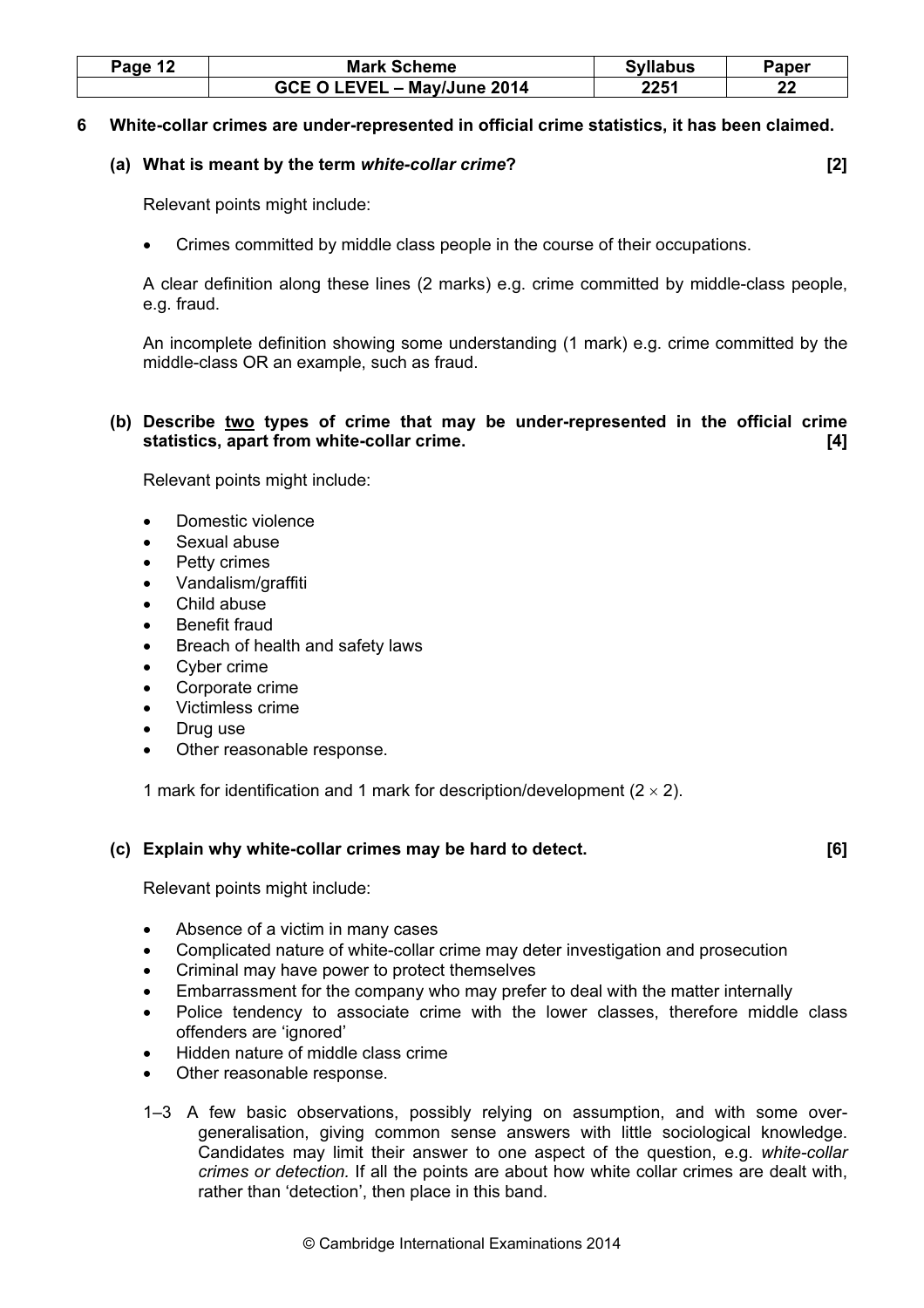**6 White-collar crimes are under-represented in official crime statistics, it has been claimed.**

**(a) What is meant by the term *white-collar crime*? [2]**

Relevant points might include:

- Crimes committed by middle class people in the course of their occupations.

A clear definition along these lines (2 marks) e.g. crime committed by middle-class people, e.g. fraud.

An incomplete definition showing some understanding (1 mark) e.g. crime committed by the middle-class OR an example, such as fraud.

**(b) Describe <u>two</u> types of crime that may be under-represented in the official crime statistics, apart from white-collar crime. [4]**

Relevant points might include:

- Domestic violence
- Sexual abuse
- Petty crimes
- Vandalism/graffiti
- Child abuse
- Benefit fraud
- Breach of health and safety laws
- Cyber crime
- Corporate crime
- Victimless crime
- Drug use
- Other reasonable response.

1 mark for identification and 1 mark for description/development ($2 \times 2$).

**(c) Explain why white-collar crimes may be hard to detect. [6]**

Relevant points might include:

- Absence of a victim in many cases
- Complicated nature of white-collar crime may deter investigation and prosecution
- Criminal may have power to protect themselves
- Embarrassment for the company who may prefer to deal with the matter internally
- Police tendency to associate crime with the lower classes, therefore middle class offenders are 'ignored'
- Hidden nature of middle class crime
- Other reasonable response.

1–3 A few basic observations, possibly relying on assumption, and with some over-generalisation, giving common sense answers with little sociological knowledge. Candidates may limit their answer to one aspect of the question, e.g. *white-collar crimes or detection.* If all the points are about how white collar crimes are dealt with, rather than 'detection', then place in this band.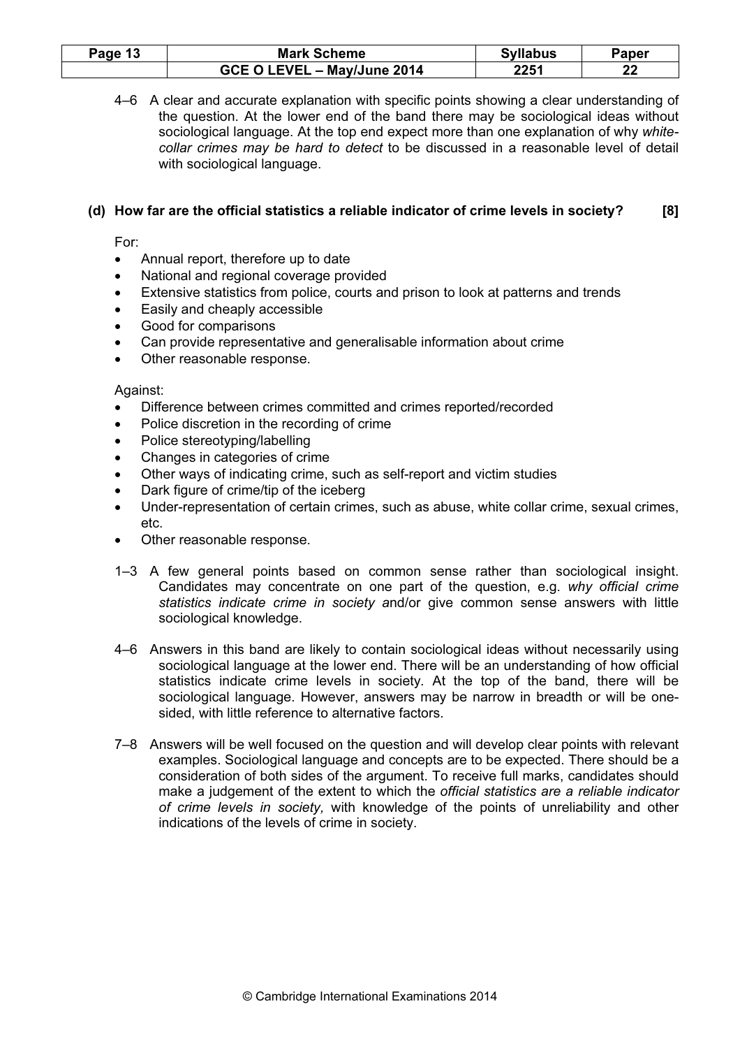4–6 A clear and accurate explanation with specific points showing a clear understanding of the question. At the lower end of the band there may be sociological ideas without sociological language. At the top end expect more than one explanation of why *white-collar crimes may be hard to detect* to be discussed in a reasonable level of detail with sociological language.

**(d) How far are the official statistics a reliable indicator of crime levels in society? [8]**

For:

- Annual report, therefore up to date
- National and regional coverage provided
- Extensive statistics from police, courts and prison to look at patterns and trends
- Easily and cheaply accessible
- Good for comparisons
- Can provide representative and generalisable information about crime
- Other reasonable response.

Against:

- Difference between crimes committed and crimes reported/recorded
- Police discretion in the recording of crime
- Police stereotyping/labelling
- Changes in categories of crime
- Other ways of indicating crime, such as self-report and victim studies
- Dark figure of crime/tip of the iceberg
- Under-representation of certain crimes, such as abuse, white collar crime, sexual crimes, etc.
- Other reasonable response.

1–3 A few general points based on common sense rather than sociological insight. Candidates may concentrate on one part of the question, e.g. *why official crime statistics indicate crime in society* and/or give common sense answers with little sociological knowledge.

4–6 Answers in this band are likely to contain sociological ideas without necessarily using sociological language at the lower end. There will be an understanding of how official statistics indicate crime levels in society. At the top of the band, there will be sociological language. However, answers may be narrow in breadth or will be one-sided, with little reference to alternative factors.

7–8 Answers will be well focused on the question and will develop clear points with relevant examples. Sociological language and concepts are to be expected. There should be a consideration of both sides of the argument. To receive full marks, candidates should make a judgement of the extent to which the *official statistics are a reliable indicator of crime levels in society,* with knowledge of the points of unreliability and other indications of the levels of crime in society.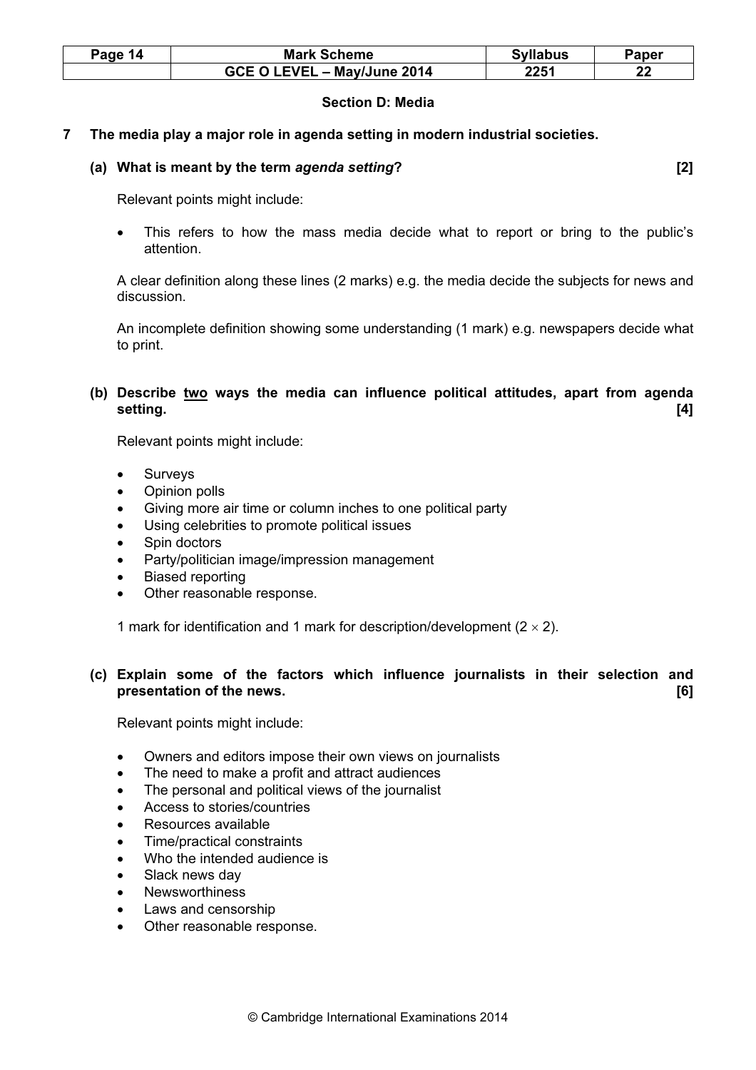## Section D: Media

**7 The media play a major role in agenda setting in modern industrial societies.**

**(a) What is meant by the term *agenda setting*? [2]**

Relevant points might include:

- This refers to how the mass media decide what to report or bring to the public's attention.

A clear definition along these lines (2 marks) e.g. the media decide the subjects for news and discussion.

An incomplete definition showing some understanding (1 mark) e.g. newspapers decide what to print.

**(b) Describe <u>two</u> ways the media can influence political attitudes, apart from agenda setting. [4]**

Relevant points might include:

- Surveys
- Opinion polls
- Giving more air time or column inches to one political party
- Using celebrities to promote political issues
- Spin doctors
- Party/politician image/impression management
- Biased reporting
- Other reasonable response.

1 mark for identification and 1 mark for description/development ($2 \times 2$).

**(c) Explain some of the factors which influence journalists in their selection and presentation of the news. [6]**

Relevant points might include:

- Owners and editors impose their own views on journalists
- The need to make a profit and attract audiences
- The personal and political views of the journalist
- Access to stories/countries
- Resources available
- Time/practical constraints
- Who the intended audience is
- Slack news day
- Newsworthiness
- Laws and censorship
- Other reasonable response.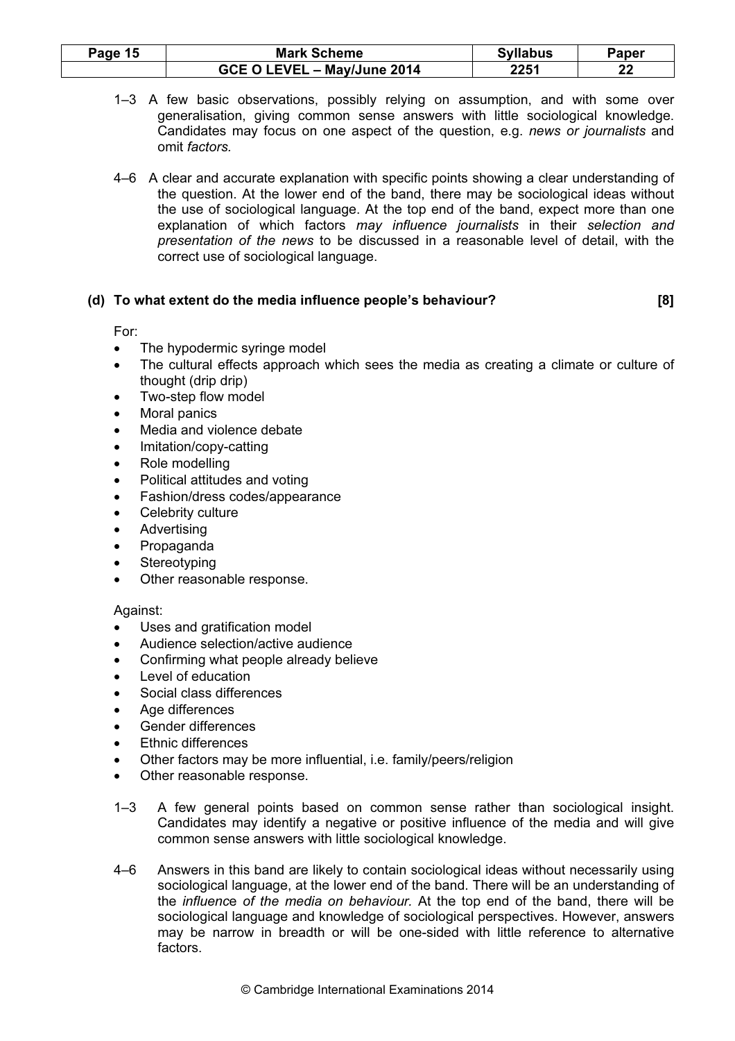1–3 A few basic observations, possibly relying on assumption, and with some over generalisation, giving common sense answers with little sociological knowledge. Candidates may focus on one aspect of the question, e.g. *news or journalists* and omit *factors.*

4–6 A clear and accurate explanation with specific points showing a clear understanding of the question. At the lower end of the band, there may be sociological ideas without the use of sociological language. At the top end of the band, expect more than one explanation of which factors *may influence journalists* in their *selection and presentation of the news* to be discussed in a reasonable level of detail, with the correct use of sociological language.

**(d) To what extent do the media influence people's behaviour? [8]**

For:

- The hypodermic syringe model
- The cultural effects approach which sees the media as creating a climate or culture of thought (drip drip)
- Two-step flow model
- Moral panics
- Media and violence debate
- Imitation/copy-catting
- Role modelling
- Political attitudes and voting
- Fashion/dress codes/appearance
- Celebrity culture
- Advertising
- Propaganda
- Stereotyping
- Other reasonable response.

Against:

- Uses and gratification model
- Audience selection/active audience
- Confirming what people already believe
- Level of education
- Social class differences
- Age differences
- Gender differences
- Ethnic differences
- Other factors may be more influential, i.e. family/peers/religion
- Other reasonable response.

1–3 A few general points based on common sense rather than sociological insight. Candidates may identify a negative or positive influence of the media and will give common sense answers with little sociological knowledge.

4–6 Answers in this band are likely to contain sociological ideas without necessarily using sociological language, at the lower end of the band. There will be an understanding of the *influence of the media on behaviour.* At the top end of the band, there will be sociological language and knowledge of sociological perspectives. However, answers may be narrow in breadth or will be one-sided with little reference to alternative factors.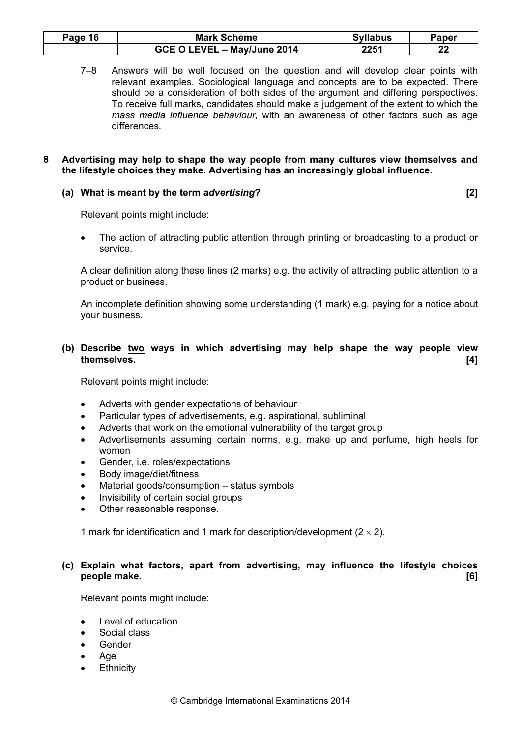7–8 Answers will be well focused on the question and will develop clear points with relevant examples. Sociological language and concepts are to be expected. There should be a consideration of both sides of the argument and differing perspectives. To receive full marks, candidates should make a judgement of the extent to which the *mass media influence behaviour,* with an awareness of other factors such as age differences*.*

**8 Advertising may help to shape the way people from many cultures view themselves and the lifestyle choices they make. Advertising has an increasingly global influence.**

**(a) What is meant by the term *advertising*? [2]**

Relevant points might include:

- The action of attracting public attention through printing or broadcasting to a product or service.

A clear definition along these lines (2 marks) e.g. the activity of attracting public attention to a product or business.

An incomplete definition showing some understanding (1 mark) e.g. paying for a notice about your business.

**(b) Describe two ways in which advertising may help shape the way people view themselves. [4]**

Relevant points might include:

- Adverts with gender expectations of behaviour
- Particular types of advertisements, e.g. aspirational, subliminal
- Adverts that work on the emotional vulnerability of the target group
- Advertisements assuming certain norms, e.g. make up and perfume, high heels for women
- Gender, i.e. roles/expectations
- Body image/diet/fitness
- Material goods/consumption – status symbols
- Invisibility of certain social groups
- Other reasonable response.

1 mark for identification and 1 mark for description/development ($2 \times 2$).

**(c) Explain what factors, apart from advertising, may influence the lifestyle choices people make. [6]**

Relevant points might include:

- Level of education
- Social class
- Gender
- Age
- Ethnicity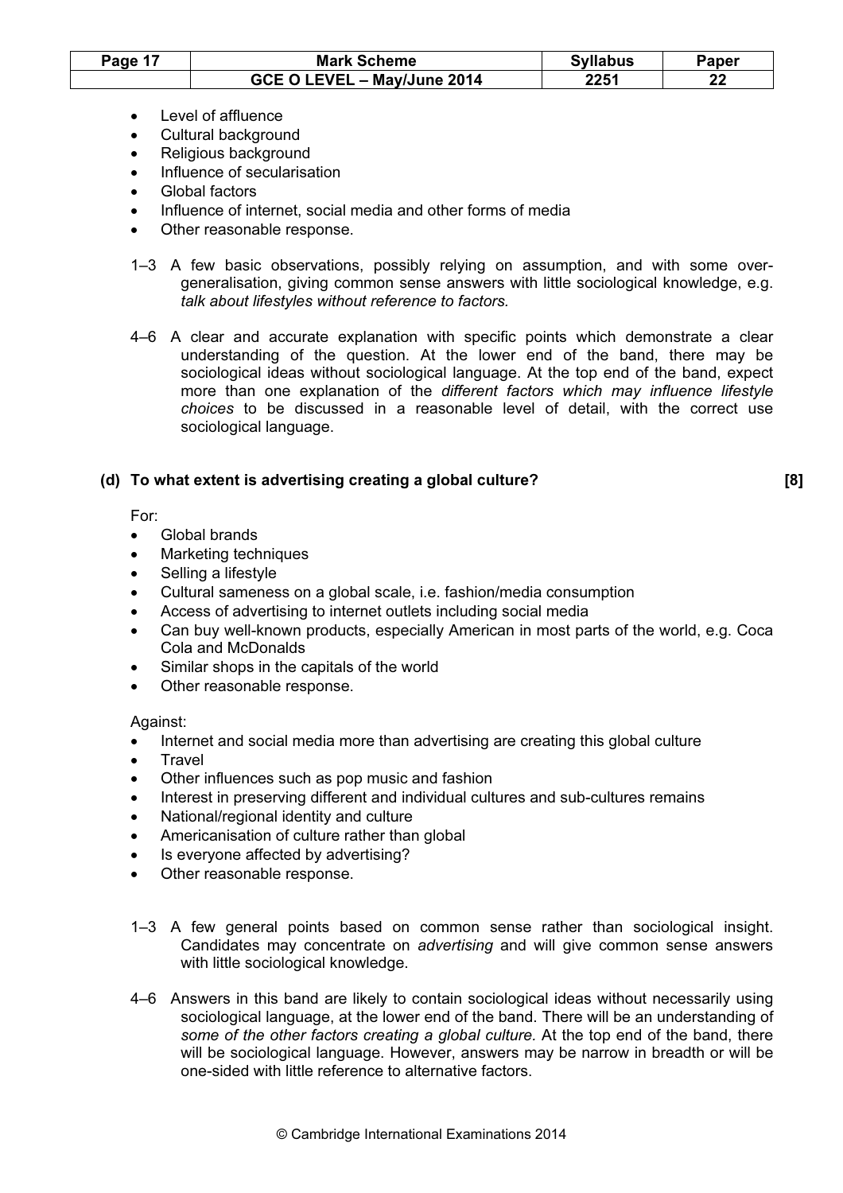- Level of affluence
- Cultural background
- Religious background
- Influence of secularisation
- Global factors
- Influence of internet, social media and other forms of media
- Other reasonable response.

1–3 A few basic observations, possibly relying on assumption, and with some over-generalisation, giving common sense answers with little sociological knowledge, e.g. *talk about lifestyles without reference to factors.*

4–6 A clear and accurate explanation with specific points which demonstrate a clear understanding of the question. At the lower end of the band, there may be sociological ideas without sociological language. At the top end of the band, expect more than one explanation of the *different factors which may influence lifestyle choices* to be discussed in a reasonable level of detail, with the correct use sociological language.

**(d) To what extent is advertising creating a global culture? [8]**

For:

- Global brands
- Marketing techniques
- Selling a lifestyle
- Cultural sameness on a global scale, i.e. fashion/media consumption
- Access of advertising to internet outlets including social media
- Can buy well-known products, especially American in most parts of the world, e.g. Coca Cola and McDonalds
- Similar shops in the capitals of the world
- Other reasonable response.

Against:

- Internet and social media more than advertising are creating this global culture
- Travel
- Other influences such as pop music and fashion
- Interest in preserving different and individual cultures and sub-cultures remains
- National/regional identity and culture
- Americanisation of culture rather than global
- Is everyone affected by advertising?
- Other reasonable response.

1–3 A few general points based on common sense rather than sociological insight. Candidates may concentrate on *advertising* and will give common sense answers with little sociological knowledge.

4–6 Answers in this band are likely to contain sociological ideas without necessarily using sociological language, at the lower end of the band. There will be an understanding of *some of the other factors creating a global culture.* At the top end of the band, there will be sociological language. However, answers may be narrow in breadth or will be one-sided with little reference to alternative factors.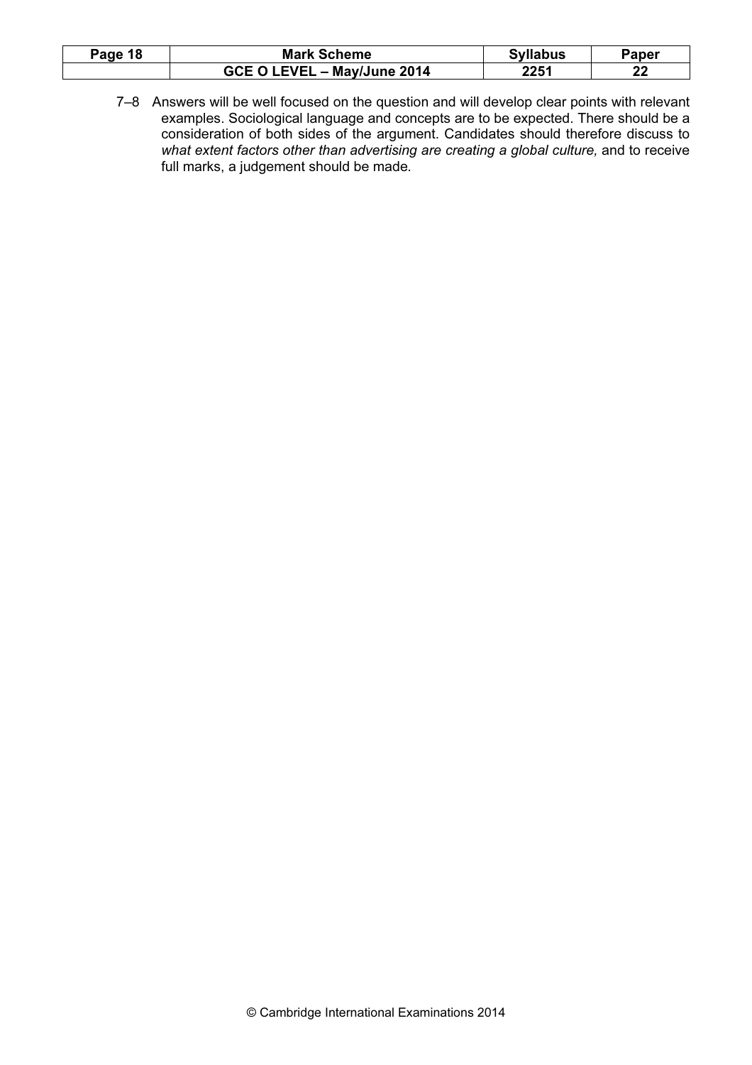7–8 Answers will be well focused on the question and will develop clear points with relevant examples. Sociological language and concepts are to be expected. There should be a consideration of both sides of the argument. Candidates should therefore discuss to *what extent factors other than advertising are creating a global culture,* and to receive full marks, a judgement should be made.